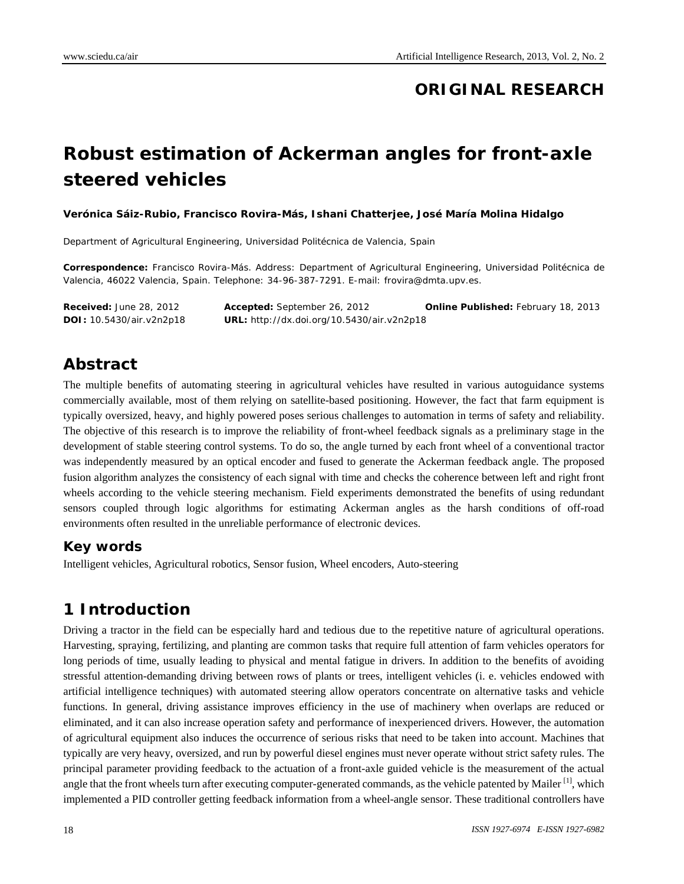**ORIGINAL RESEARCH**

# Robust estimation of Ackerman angles for front-axle steered vehicles

**Verónica Sáiz-Rubio, Francisco Rovira-Más, Ishani Chatterjee, José María Molina Hidalgo**

Department of Agricultural Engineering, Universidad Politécnica de Valencia, Spain

**Correspondence:** Francisco Rovira-Más. Address: Department of Agricultural Engineering, Universidad Politécnica de Valencia, 46022 Valencia, Spain. Telephone: 34-96-387-7291. E-mail: frovira@dmta.upv.es.

**Received:** June 28, 2012 **Accepted:** September 26, 2012 **Online Published:** February 18, 2013
**DOI:** 10.5430/air.v2n2p18 **URL:** http://dx.doi.org/10.5430/air.v2n2p18

## Abstract

The multiple benefits of automating steering in agricultural vehicles have resulted in various autoguidance systems commercially available, most of them relying on satellite-based positioning. However, the fact that farm equipment is typically oversized, heavy, and highly powered poses serious challenges to automation in terms of safety and reliability. The objective of this research is to improve the reliability of front-wheel feedback signals as a preliminary stage in the development of stable steering control systems. To do so, the angle turned by each front wheel of a conventional tractor was independently measured by an optical encoder and fused to generate the Ackerman feedback angle. The proposed fusion algorithm analyzes the consistency of each signal with time and checks the coherence between left and right front wheels according to the vehicle steering mechanism. Field experiments demonstrated the benefits of using redundant sensors coupled through logic algorithms for estimating Ackerman angles as the harsh conditions of off-road environments often resulted in the unreliable performance of electronic devices.

### Key words

Intelligent vehicles, Agricultural robotics, Sensor fusion, Wheel encoders, Auto-steering

## 1 Introduction

Driving a tractor in the field can be especially hard and tedious due to the repetitive nature of agricultural operations. Harvesting, spraying, fertilizing, and planting are common tasks that require full attention of farm vehicles operators for long periods of time, usually leading to physical and mental fatigue in drivers. In addition to the benefits of avoiding stressful attention-demanding driving between rows of plants or trees, intelligent vehicles (i. e. vehicles endowed with artificial intelligence techniques) with automated steering allow operators concentrate on alternative tasks and vehicle functions. In general, driving assistance improves efficiency in the use of machinery when overlaps are reduced or eliminated, and it can also increase operation safety and performance of inexperienced drivers. However, the automation of agricultural equipment also induces the occurrence of serious risks that need to be taken into account. Machines that typically are very heavy, oversized, and run by powerful diesel engines must never operate without strict safety rules. The principal parameter providing feedback to the actuation of a front-axle guided vehicle is the measurement of the actual angle that the front wheels turn after executing computer-generated commands, as the vehicle patented by Mailer [1], which implemented a PID controller getting feedback information from a wheel-angle sensor. These traditional controllers have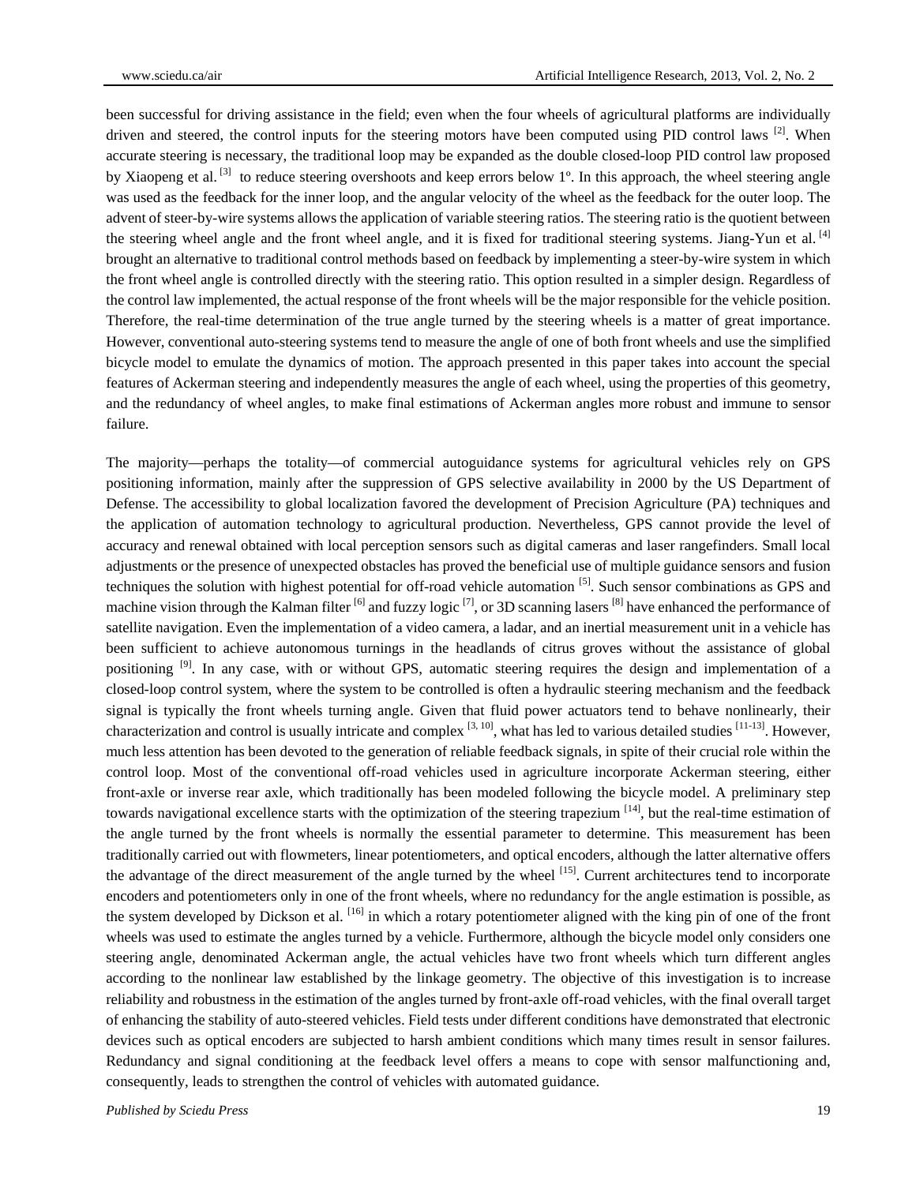been successful for driving assistance in the field; even when the four wheels of agricultural platforms are individually driven and steered, the control inputs for the steering motors have been computed using PID control laws [2]. When accurate steering is necessary, the traditional loop may be expanded as the double closed-loop PID control law proposed by Xiaopeng et al. [3] to reduce steering overshoots and keep errors below 1º. In this approach, the wheel steering angle was used as the feedback for the inner loop, and the angular velocity of the wheel as the feedback for the outer loop. The advent of steer-by-wire systems allows the application of variable steering ratios. The steering ratio is the quotient between the steering wheel angle and the front wheel angle, and it is fixed for traditional steering systems. Jiang-Yun et al. [4] brought an alternative to traditional control methods based on feedback by implementing a steer-by-wire system in which the front wheel angle is controlled directly with the steering ratio. This option resulted in a simpler design. Regardless of the control law implemented, the actual response of the front wheels will be the major responsible for the vehicle position. Therefore, the real-time determination of the true angle turned by the steering wheels is a matter of great importance. However, conventional auto-steering systems tend to measure the angle of one of both front wheels and use the simplified bicycle model to emulate the dynamics of motion. The approach presented in this paper takes into account the special features of Ackerman steering and independently measures the angle of each wheel, using the properties of this geometry, and the redundancy of wheel angles, to make final estimations of Ackerman angles more robust and immune to sensor failure.

The majority—perhaps the totality—of commercial autoguidance systems for agricultural vehicles rely on GPS positioning information, mainly after the suppression of GPS selective availability in 2000 by the US Department of Defense. The accessibility to global localization favored the development of Precision Agriculture (PA) techniques and the application of automation technology to agricultural production. Nevertheless, GPS cannot provide the level of accuracy and renewal obtained with local perception sensors such as digital cameras and laser rangefinders. Small local adjustments or the presence of unexpected obstacles has proved the beneficial use of multiple guidance sensors and fusion techniques the solution with highest potential for off-road vehicle automation [5]. Such sensor combinations as GPS and machine vision through the Kalman filter [6] and fuzzy logic [7], or 3D scanning lasers [8] have enhanced the performance of satellite navigation. Even the implementation of a video camera, a ladar, and an inertial measurement unit in a vehicle has been sufficient to achieve autonomous turnings in the headlands of citrus groves without the assistance of global positioning [9]. In any case, with or without GPS, automatic steering requires the design and implementation of a closed-loop control system, where the system to be controlled is often a hydraulic steering mechanism and the feedback signal is typically the front wheels turning angle. Given that fluid power actuators tend to behave nonlinearly, their characterization and control is usually intricate and complex [3, 10], what has led to various detailed studies [11-13]. However, much less attention has been devoted to the generation of reliable feedback signals, in spite of their crucial role within the control loop. Most of the conventional off-road vehicles used in agriculture incorporate Ackerman steering, either front-axle or inverse rear axle, which traditionally has been modeled following the bicycle model. A preliminary step towards navigational excellence starts with the optimization of the steering trapezium [14], but the real-time estimation of the angle turned by the front wheels is normally the essential parameter to determine. This measurement has been traditionally carried out with flowmeters, linear potentiometers, and optical encoders, although the latter alternative offers the advantage of the direct measurement of the angle turned by the wheel [15]. Current architectures tend to incorporate encoders and potentiometers only in one of the front wheels, where no redundancy for the angle estimation is possible, as the system developed by Dickson et al. [16] in which a rotary potentiometer aligned with the king pin of one of the front wheels was used to estimate the angles turned by a vehicle. Furthermore, although the bicycle model only considers one steering angle, denominated Ackerman angle, the actual vehicles have two front wheels which turn different angles according to the nonlinear law established by the linkage geometry. The objective of this investigation is to increase reliability and robustness in the estimation of the angles turned by front-axle off-road vehicles, with the final overall target of enhancing the stability of auto-steered vehicles. Field tests under different conditions have demonstrated that electronic devices such as optical encoders are subjected to harsh ambient conditions which many times result in sensor failures. Redundancy and signal conditioning at the feedback level offers a means to cope with sensor malfunctioning and, consequently, leads to strengthen the control of vehicles with automated guidance.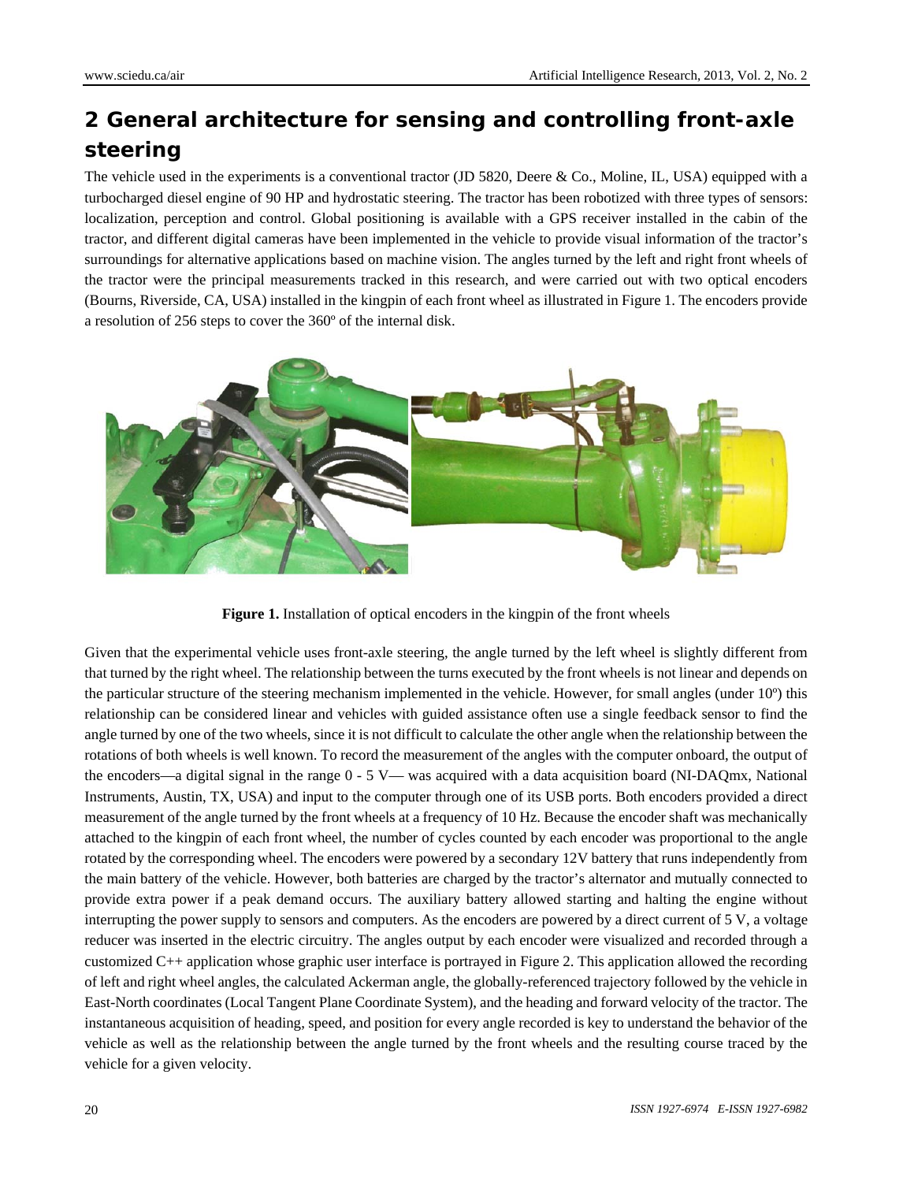## 2 General architecture for sensing and controlling front-axle steering

The vehicle used in the experiments is a conventional tractor (JD 5820, Deere & Co., Moline, IL, USA) equipped with a turbocharged diesel engine of 90 HP and hydrostatic steering. The tractor has been robotized with three types of sensors: localization, perception and control. Global positioning is available with a GPS receiver installed in the cabin of the tractor, and different digital cameras have been implemented in the vehicle to provide visual information of the tractor's surroundings for alternative applications based on machine vision. The angles turned by the left and right front wheels of the tractor were the principal measurements tracked in this research, and were carried out with two optical encoders (Bourns, Riverside, CA, USA) installed in the kingpin of each front wheel as illustrated in Figure 1. The encoders provide a resolution of 256 steps to cover the 360º of the internal disk.

**Figure 1.** Installation of optical encoders in the kingpin of the front wheels

Given that the experimental vehicle uses front-axle steering, the angle turned by the left wheel is slightly different from that turned by the right wheel. The relationship between the turns executed by the front wheels is not linear and depends on the particular structure of the steering mechanism implemented in the vehicle. However, for small angles (under 10º) this relationship can be considered linear and vehicles with guided assistance often use a single feedback sensor to find the angle turned by one of the two wheels, since it is not difficult to calculate the other angle when the relationship between the rotations of both wheels is well known. To record the measurement of the angles with the computer onboard, the output of the encoders—a digital signal in the range 0 - 5 V— was acquired with a data acquisition board (NI-DAQmx, National Instruments, Austin, TX, USA) and input to the computer through one of its USB ports. Both encoders provided a direct measurement of the angle turned by the front wheels at a frequency of 10 Hz. Because the encoder shaft was mechanically attached to the kingpin of each front wheel, the number of cycles counted by each encoder was proportional to the angle rotated by the corresponding wheel. The encoders were powered by a secondary 12V battery that runs independently from the main battery of the vehicle. However, both batteries are charged by the tractor's alternator and mutually connected to provide extra power if a peak demand occurs. The auxiliary battery allowed starting and halting the engine without interrupting the power supply to sensors and computers. As the encoders are powered by a direct current of 5 V, a voltage reducer was inserted in the electric circuitry. The angles output by each encoder were visualized and recorded through a customized C++ application whose graphic user interface is portrayed in Figure 2. This application allowed the recording of left and right wheel angles, the calculated Ackerman angle, the globally-referenced trajectory followed by the vehicle in East-North coordinates (Local Tangent Plane Coordinate System), and the heading and forward velocity of the tractor. The instantaneous acquisition of heading, speed, and position for every angle recorded is key to understand the behavior of the vehicle as well as the relationship between the angle turned by the front wheels and the resulting course traced by the vehicle for a given velocity.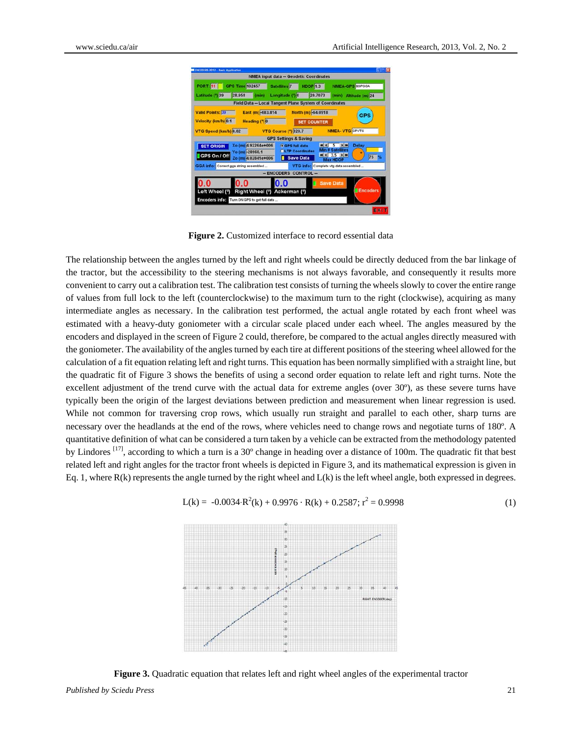**Figure 2.** Customized interface to record essential data

The relationship between the angles turned by the left and right wheels could be directly deduced from the bar linkage of the tractor, but the accessibility to the steering mechanisms is not always favorable, and consequently it results more convenient to carry out a calibration test. The calibration test consists of turning the wheels slowly to cover the entire range of values from full lock to the left (counterclockwise) to the maximum turn to the right (clockwise), acquiring as many intermediate angles as necessary. In the calibration test performed, the actual angle rotated by each front wheel was estimated with a heavy-duty goniometer with a circular scale placed under each wheel. The angles measured by the encoders and displayed in the screen of Figure 2 could, therefore, be compared to the actual angles directly measured with the goniometer. The availability of the angles turned by each tire at different positions of the steering wheel allowed for the calculation of a fit equation relating left and right turns. This equation has been normally simplified with a straight line, but the quadratic fit of Figure 3 shows the benefits of using a second order equation to relate left and right turns. Note the excellent adjustment of the trend curve with the actual data for extreme angles (over 30º), as these severe turns have typically been the origin of the largest deviations between prediction and measurement when linear regression is used. While not common for traversing crop rows, which usually run straight and parallel to each other, sharp turns are necessary over the headlands at the end of the rows, where vehicles need to change rows and negotiate turns of 180º. A quantitative definition of what can be considered a turn taken by a vehicle can be extracted from the methodology patented by Lindores [17], according to which a turn is a 30º change in heading over a distance of 100m. The quadratic fit that best related left and right angles for the tractor front wheels is depicted in Figure 3, and its mathematical expression is given in Eq. 1, where R(k) represents the angle turned by the right wheel and L(k) is the left wheel angle, both expressed in degrees.

$$L(k) = -0.0034 \cdot R^2(k) + 0.9976 \cdot R(k) + 0.2587; \; r^2 = 0.9998 \qquad (1)$$

**Figure 3.** Quadratic equation that relates left and right wheel angles of the experimental tractor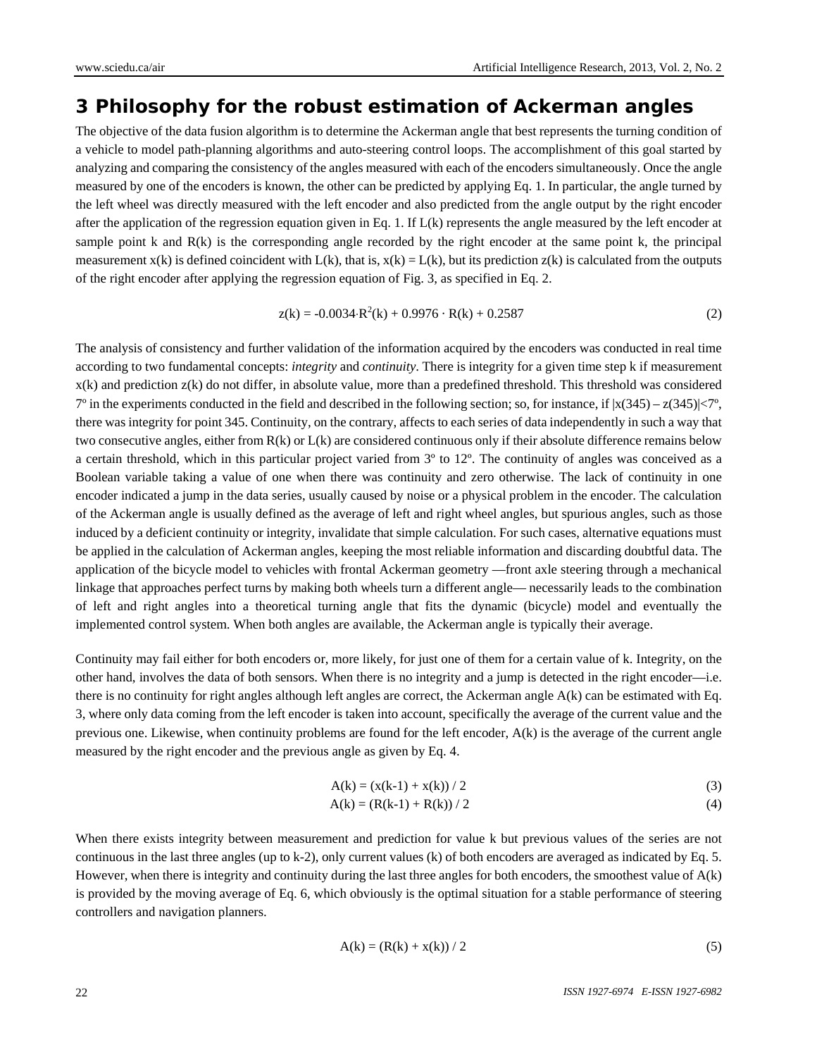## 3 Philosophy for the robust estimation of Ackerman angles

The objective of the data fusion algorithm is to determine the Ackerman angle that best represents the turning condition of a vehicle to model path-planning algorithms and auto-steering control loops. The accomplishment of this goal started by analyzing and comparing the consistency of the angles measured with each of the encoders simultaneously. Once the angle measured by one of the encoders is known, the other can be predicted by applying Eq. 1. In particular, the angle turned by the left wheel was directly measured with the left encoder and also predicted from the angle output by the right encoder after the application of the regression equation given in Eq. 1. If L(k) represents the angle measured by the left encoder at sample point k and R(k) is the corresponding angle recorded by the right encoder at the same point k, the principal measurement x(k) is defined coincident with L(k), that is, x(k) = L(k), but its prediction z(k) is calculated from the outputs of the right encoder after applying the regression equation of Fig. 3, as specified in Eq. 2.

$$z(k) = -0.0034 \cdot R^2(k) + 0.9976 \cdot R(k) + 0.2587 \tag{2}$$

The analysis of consistency and further validation of the information acquired by the encoders was conducted in real time according to two fundamental concepts: *integrity* and *continuity*. There is integrity for a given time step k if measurement x(k) and prediction z(k) do not differ, in absolute value, more than a predefined threshold. This threshold was considered 7º in the experiments conducted in the field and described in the following section; so, for instance, if $|x(345) - z(345)| < 7º$, there was integrity for point 345. Continuity, on the contrary, affects to each series of data independently in such a way that two consecutive angles, either from R(k) or L(k) are considered continuous only if their absolute difference remains below a certain threshold, which in this particular project varied from 3º to 12º. The continuity of angles was conceived as a Boolean variable taking a value of one when there was continuity and zero otherwise. The lack of continuity in one encoder indicated a jump in the data series, usually caused by noise or a physical problem in the encoder. The calculation of the Ackerman angle is usually defined as the average of left and right wheel angles, but spurious angles, such as those induced by a deficient continuity or integrity, invalidate that simple calculation. For such cases, alternative equations must be applied in the calculation of Ackerman angles, keeping the most reliable information and discarding doubtful data. The application of the bicycle model to vehicles with frontal Ackerman geometry —front axle steering through a mechanical linkage that approaches perfect turns by making both wheels turn a different angle— necessarily leads to the combination of left and right angles into a theoretical turning angle that fits the dynamic (bicycle) model and eventually the implemented control system. When both angles are available, the Ackerman angle is typically their average.

Continuity may fail either for both encoders or, more likely, for just one of them for a certain value of k. Integrity, on the other hand, involves the data of both sensors. When there is no integrity and a jump is detected in the right encoder—i.e. there is no continuity for right angles although left angles are correct, the Ackerman angle A(k) can be estimated with Eq. 3, where only data coming from the left encoder is taken into account, specifically the average of the current value and the previous one. Likewise, when continuity problems are found for the left encoder, A(k) is the average of the current angle measured by the right encoder and the previous angle as given by Eq. 4.

$$A(k) = (x(k-1) + x(k)) / 2 \tag{3}$$

$$A(k) = (R(k-1) + R(k)) / 2 \tag{4}$$

When there exists integrity between measurement and prediction for value k but previous values of the series are not continuous in the last three angles (up to k-2), only current values (k) of both encoders are averaged as indicated by Eq. 5. However, when there is integrity and continuity during the last three angles for both encoders, the smoothest value of A(k) is provided by the moving average of Eq. 6, which obviously is the optimal situation for a stable performance of steering controllers and navigation planners.

$$A(k) = (R(k) + x(k)) / 2 \tag{5}$$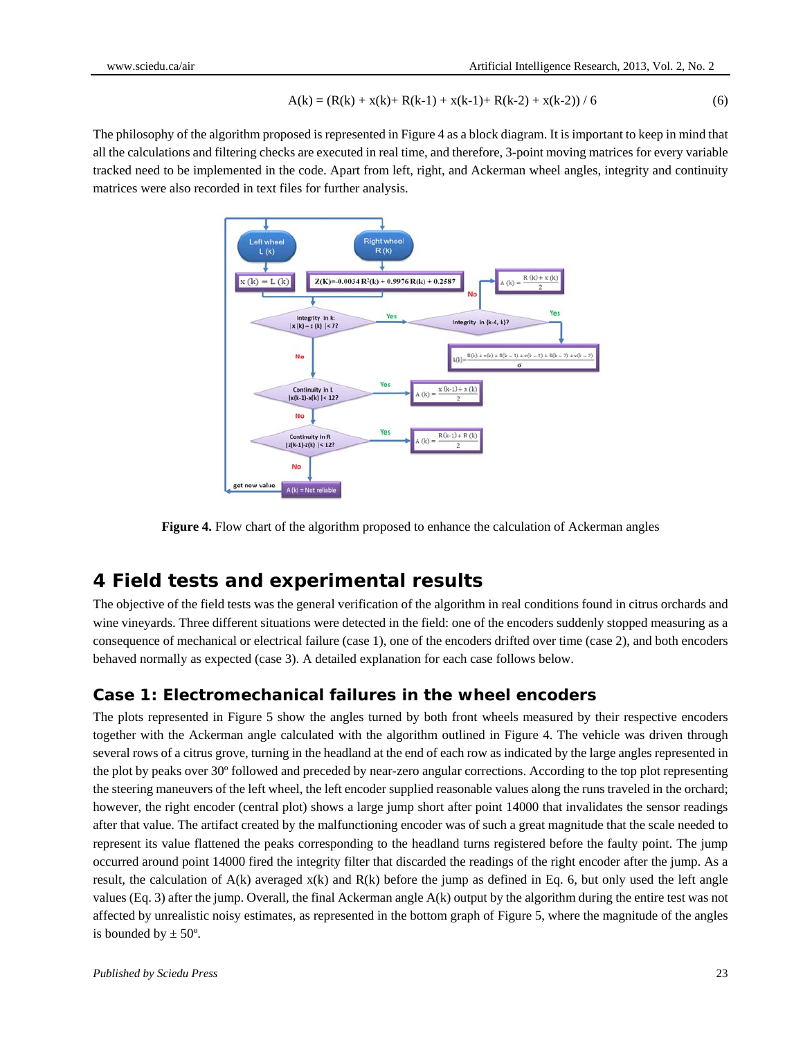$$A(k) = (R(k) + x(k)+ R(k-1) + x(k-1)+ R(k-2) + x(k-2)) / 6 \quad (6)$$

The philosophy of the algorithm proposed is represented in Figure 4 as a block diagram. It is important to keep in mind that all the calculations and filtering checks are executed in real time, and therefore, 3-point moving matrices for every variable tracked need to be implemented in the code. Apart from left, right, and Ackerman wheel angles, integrity and continuity matrices were also recorded in text files for further analysis.

**Figure 4.** Flow chart of the algorithm proposed to enhance the calculation of Ackerman angles

## 4 Field tests and experimental results

The objective of the field tests was the general verification of the algorithm in real conditions found in citrus orchards and wine vineyards. Three different situations were detected in the field: one of the encoders suddenly stopped measuring as a consequence of mechanical or electrical failure (case 1), one of the encoders drifted over time (case 2), and both encoders behaved normally as expected (case 3). A detailed explanation for each case follows below.

### Case 1: Electromechanical failures in the wheel encoders

The plots represented in Figure 5 show the angles turned by both front wheels measured by their respective encoders together with the Ackerman angle calculated with the algorithm outlined in Figure 4. The vehicle was driven through several rows of a citrus grove, turning in the headland at the end of each row as indicated by the large angles represented in the plot by peaks over 30º followed and preceded by near-zero angular corrections. According to the top plot representing the steering maneuvers of the left wheel, the left encoder supplied reasonable values along the runs traveled in the orchard; however, the right encoder (central plot) shows a large jump short after point 14000 that invalidates the sensor readings after that value. The artifact created by the malfunctioning encoder was of such a great magnitude that the scale needed to represent its value flattened the peaks corresponding to the headland turns registered before the faulty point. The jump occurred around point 14000 fired the integrity filter that discarded the readings of the right encoder after the jump. As a result, the calculation of $A(k)$ averaged $x(k)$ and $R(k)$ before the jump as defined in Eq. 6, but only used the left angle values (Eq. 3) after the jump. Overall, the final Ackerman angle $A(k)$ output by the algorithm during the entire test was not affected by unrealistic noisy estimates, as represented in the bottom graph of Figure 5, where the magnitude of the angles is bounded by ± 50º.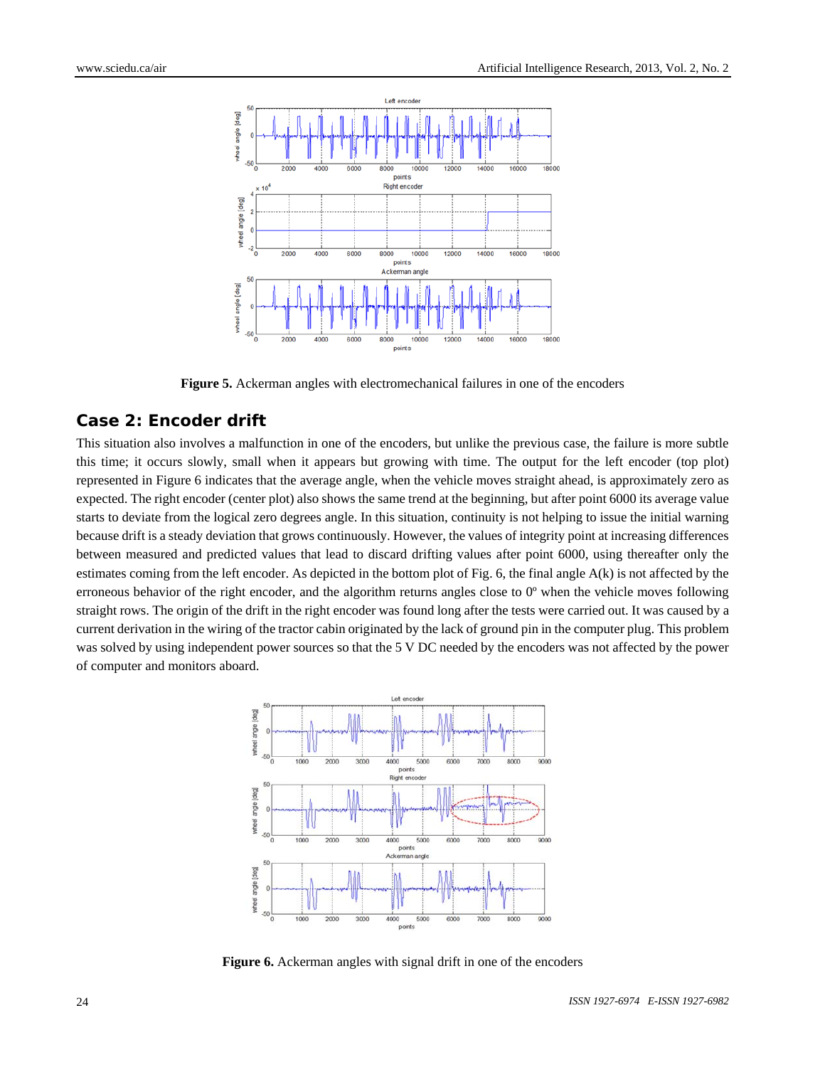**Figure 5.** Ackerman angles with electromechanical failures in one of the encoders

## Case 2: Encoder drift

This situation also involves a malfunction in one of the encoders, but unlike the previous case, the failure is more subtle this time; it occurs slowly, small when it appears but growing with time. The output for the left encoder (top plot) represented in Figure 6 indicates that the average angle, when the vehicle moves straight ahead, is approximately zero as expected. The right encoder (center plot) also shows the same trend at the beginning, but after point 6000 its average value starts to deviate from the logical zero degrees angle. In this situation, continuity is not helping to issue the initial warning because drift is a steady deviation that grows continuously. However, the values of integrity point at increasing differences between measured and predicted values that lead to discard drifting values after point 6000, using thereafter only the estimates coming from the left encoder. As depicted in the bottom plot of Fig. 6, the final angle A(k) is not affected by the erroneous behavior of the right encoder, and the algorithm returns angles close to 0º when the vehicle moves following straight rows. The origin of the drift in the right encoder was found long after the tests were carried out. It was caused by a current derivation in the wiring of the tractor cabin originated by the lack of ground pin in the computer plug. This problem was solved by using independent power sources so that the 5 V DC needed by the encoders was not affected by the power of computer and monitors aboard.

**Figure 6.** Ackerman angles with signal drift in one of the encoders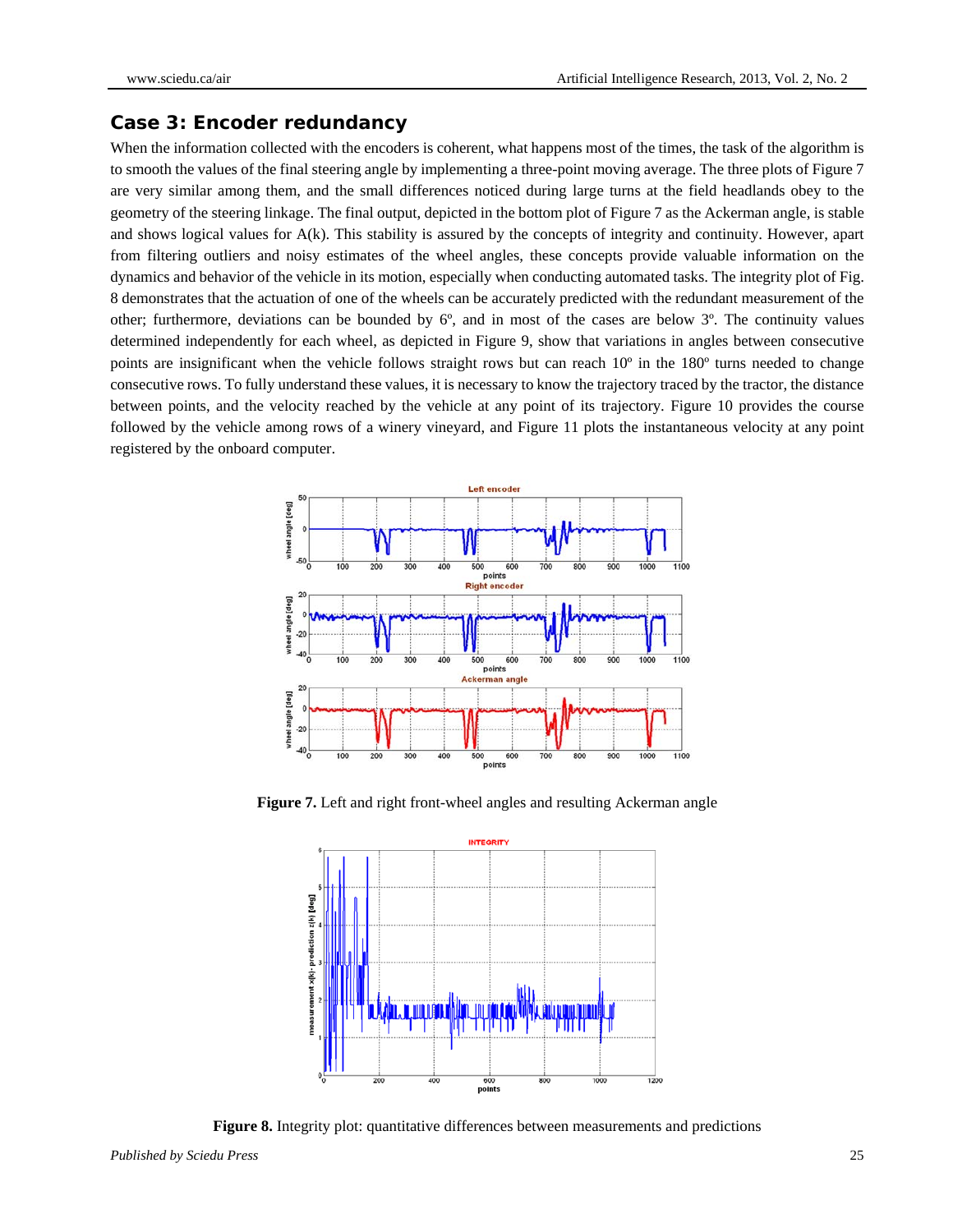## Case 3: Encoder redundancy

When the information collected with the encoders is coherent, what happens most of the times, the task of the algorithm is to smooth the values of the final steering angle by implementing a three-point moving average. The three plots of Figure 7 are very similar among them, and the small differences noticed during large turns at the field headlands obey to the geometry of the steering linkage. The final output, depicted in the bottom plot of Figure 7 as the Ackerman angle, is stable and shows logical values for A(k). This stability is assured by the concepts of integrity and continuity. However, apart from filtering outliers and noisy estimates of the wheel angles, these concepts provide valuable information on the dynamics and behavior of the vehicle in its motion, especially when conducting automated tasks. The integrity plot of Fig. 8 demonstrates that the actuation of one of the wheels can be accurately predicted with the redundant measurement of the other; furthermore, deviations can be bounded by 6º, and in most of the cases are below 3º. The continuity values determined independently for each wheel, as depicted in Figure 9, show that variations in angles between consecutive points are insignificant when the vehicle follows straight rows but can reach 10º in the 180º turns needed to change consecutive rows. To fully understand these values, it is necessary to know the trajectory traced by the tractor, the distance between points, and the velocity reached by the vehicle at any point of its trajectory. Figure 10 provides the course followed by the vehicle among rows of a winery vineyard, and Figure 11 plots the instantaneous velocity at any point registered by the onboard computer.

**Figure 7.** Left and right front-wheel angles and resulting Ackerman angle

**Figure 8.** Integrity plot: quantitative differences between measurements and predictions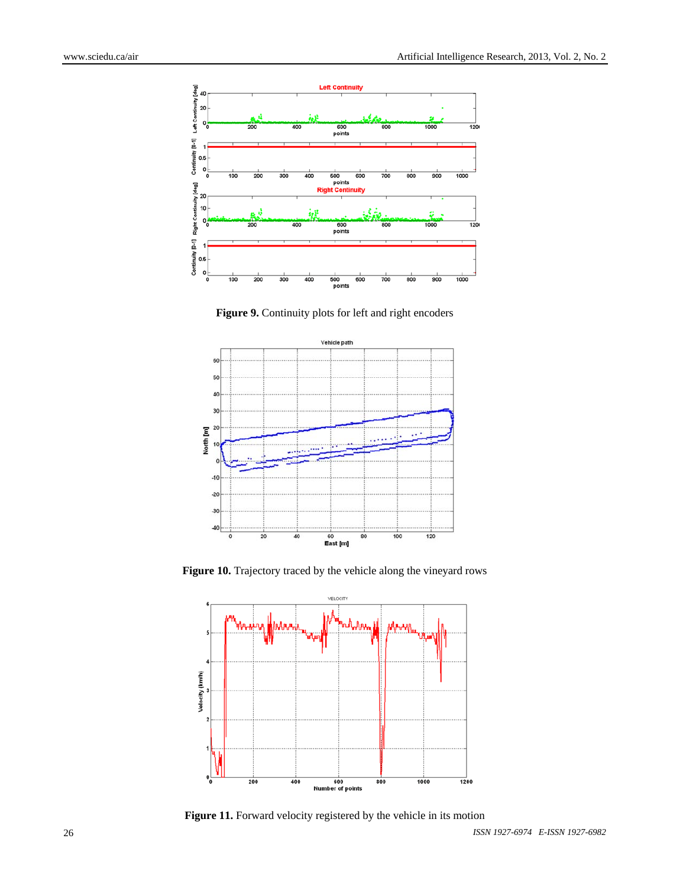**Figure 9.** Continuity plots for left and right encoders

**Figure 10.** Trajectory traced by the vehicle along the vineyard rows

**Figure 11.** Forward velocity registered by the vehicle in its motion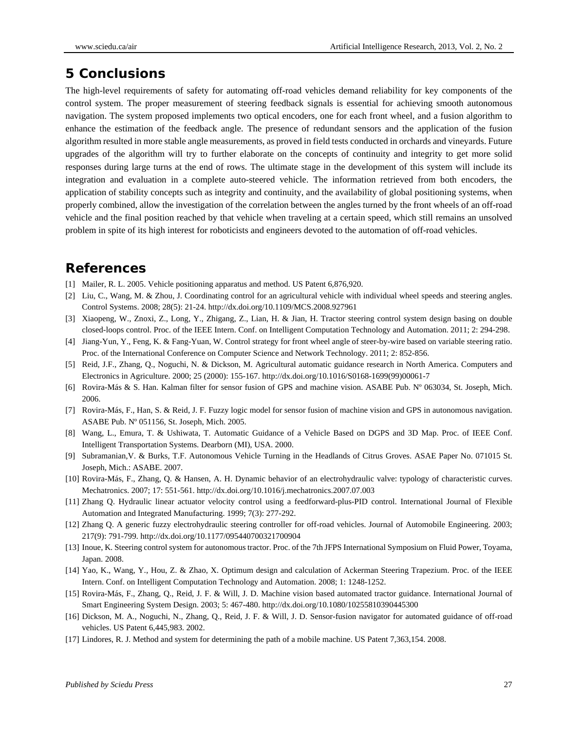## 5 Conclusions

The high-level requirements of safety for automating off-road vehicles demand reliability for key components of the control system. The proper measurement of steering feedback signals is essential for achieving smooth autonomous navigation. The system proposed implements two optical encoders, one for each front wheel, and a fusion algorithm to enhance the estimation of the feedback angle. The presence of redundant sensors and the application of the fusion algorithm resulted in more stable angle measurements, as proved in field tests conducted in orchards and vineyards. Future upgrades of the algorithm will try to further elaborate on the concepts of continuity and integrity to get more solid responses during large turns at the end of rows. The ultimate stage in the development of this system will include its integration and evaluation in a complete auto-steered vehicle. The information retrieved from both encoders, the application of stability concepts such as integrity and continuity, and the availability of global positioning systems, when properly combined, allow the investigation of the correlation between the angles turned by the front wheels of an off-road vehicle and the final position reached by that vehicle when traveling at a certain speed, which still remains an unsolved problem in spite of its high interest for roboticists and engineers devoted to the automation of off-road vehicles.

## References

[1] Mailer, R. L. 2005. Vehicle positioning apparatus and method. US Patent 6,876,920.

[2] Liu, C., Wang, M. & Zhou, J. Coordinating control for an agricultural vehicle with individual wheel speeds and steering angles. Control Systems. 2008; 28(5): 21-24. http://dx.doi.org/10.1109/MCS.2008.927961

[3] Xiaopeng, W., Znoxi, Z., Long, Y., Zhigang, Z., Lian, H. & Jian, H. Tractor steering control system design basing on double closed-loops control. Proc. of the IEEE Intern. Conf. on Intelligent Computation Technology and Automation. 2011; 2: 294-298.

[4] Jiang-Yun, Y., Feng, K. & Fang-Yuan, W. Control strategy for front wheel angle of steer-by-wire based on variable steering ratio. Proc. of the International Conference on Computer Science and Network Technology. 2011; 2: 852-856.

[5] Reid, J.F., Zhang, Q., Noguchi, N. & Dickson, M. Agricultural automatic guidance research in North America. Computers and Electronics in Agriculture. 2000; 25 (2000): 155-167. http://dx.doi.org/10.1016/S0168-1699(99)00061-7

[6] Rovira-Más & S. Han. Kalman filter for sensor fusion of GPS and machine vision. ASABE Pub. Nº 063034, St. Joseph, Mich. 2006.

[7] Rovira-Más, F., Han, S. & Reid, J. F. Fuzzy logic model for sensor fusion of machine vision and GPS in autonomous navigation. ASABE Pub. Nº 051156, St. Joseph, Mich. 2005.

[8] Wang, L., Emura, T. & Ushiwata, T. Automatic Guidance of a Vehicle Based on DGPS and 3D Map. Proc. of IEEE Conf. Intelligent Transportation Systems. Dearborn (MI), USA. 2000.

[9] Subramanian,V. & Burks, T.F. Autonomous Vehicle Turning in the Headlands of Citrus Groves. ASAE Paper No. 071015 St. Joseph, Mich.: ASABE. 2007.

[10] Rovira-Más, F., Zhang, Q. & Hansen, A. H. Dynamic behavior of an electrohydraulic valve: typology of characteristic curves. Mechatronics. 2007; 17: 551-561. http://dx.doi.org/10.1016/j.mechatronics.2007.07.003

[11] Zhang Q. Hydraulic linear actuator velocity control using a feedforward-plus-PID control. International Journal of Flexible Automation and Integrated Manufacturing. 1999; 7(3): 277-292.

[12] Zhang Q. A generic fuzzy electrohydraulic steering controller for off-road vehicles. Journal of Automobile Engineering. 2003; 217(9): 791-799. http://dx.doi.org/10.1177/095440700321700904

[13] Inoue, K. Steering control system for autonomous tractor. Proc. of the 7th JFPS International Symposium on Fluid Power, Toyama, Japan. 2008.

[14] Yao, K., Wang, Y., Hou, Z. & Zhao, X. Optimum design and calculation of Ackerman Steering Trapezium. Proc. of the IEEE Intern. Conf. on Intelligent Computation Technology and Automation. 2008; 1: 1248-1252.

[15] Rovira-Más, F., Zhang, Q., Reid, J. F. & Will, J. D. Machine vision based automated tractor guidance. International Journal of Smart Engineering System Design. 2003; 5: 467-480. http://dx.doi.org/10.1080/10255810390445300

[16] Dickson, M. A., Noguchi, N., Zhang, Q., Reid, J. F. & Will, J. D. Sensor-fusion navigator for automated guidance of off-road vehicles. US Patent 6,445,983. 2002.

[17] Lindores, R. J. Method and system for determining the path of a mobile machine. US Patent 7,363,154. 2008.